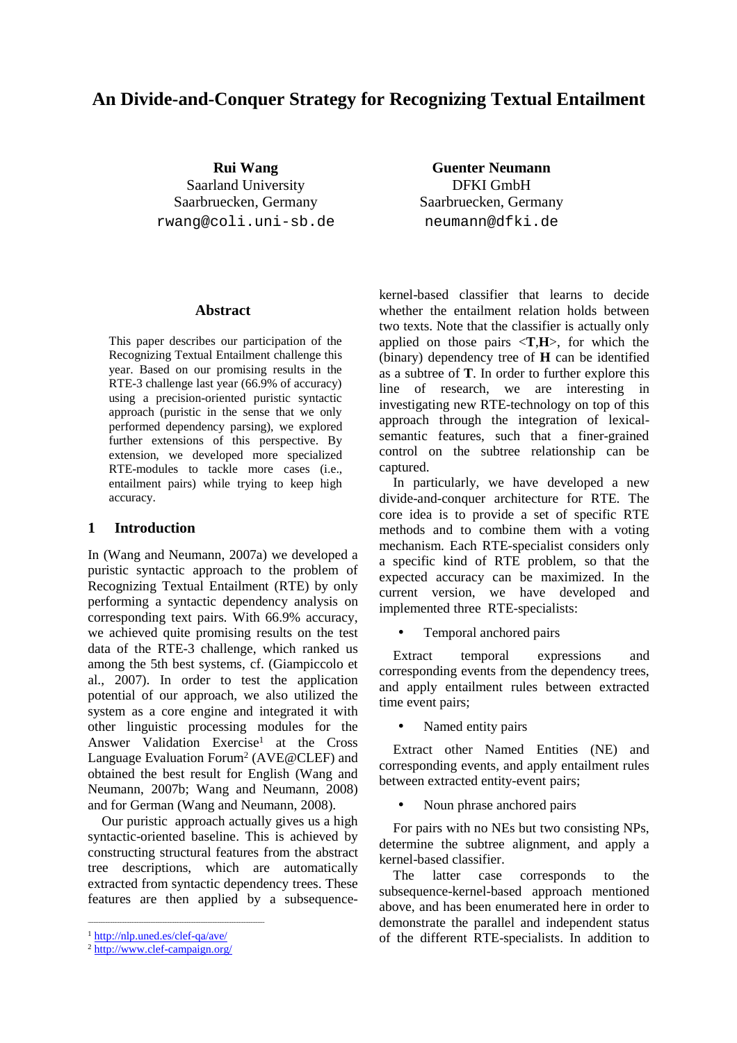# An Divide-and-Conquer Strategy for Recognizing Textual Entailment

**Rui Wang**
Saarland University
Saarbruecken, Germany
rwang@coli.uni-sb.de

**Guenter Neumann**
DFKI GmbH
Saarbruecken, Germany
neumann@dfki.de

## Abstract

This paper describes our participation of the Recognizing Textual Entailment challenge this year. Based on our promising results in the RTE-3 challenge last year (66.9% of accuracy) using a precision-oriented puristic syntactic approach (puristic in the sense that we only performed dependency parsing), we explored further extensions of this perspective. By extension, we developed more specialized RTE-modules to tackle more cases (i.e., entailment pairs) while trying to keep high accuracy.

## 1 Introduction

In (Wang and Neumann, 2007a) we developed a puristic syntactic approach to the problem of Recognizing Textual Entailment (RTE) by only performing a syntactic dependency analysis on corresponding text pairs. With 66.9% accuracy, we achieved quite promising results on the test data of the RTE-3 challenge, which ranked us among the 5th best systems, cf. (Giampiccolo et al., 2007). In order to test the application potential of our approach, we also utilized the system as a core engine and integrated it with other linguistic processing modules for the Answer Validation Exercise[1] at the Cross Language Evaluation Forum[2] (AVE@CLEF) and obtained the best result for English (Wang and Neumann, 2007b; Wang and Neumann, 2008) and for German (Wang and Neumann, 2008).

Our puristic approach actually gives us a high syntactic-oriented baseline. This is achieved by constructing structural features from the abstract tree descriptions, which are automatically extracted from syntactic dependency trees. These features are then applied by a subsequence-kernel-based classifier that learns to decide whether the entailment relation holds between two texts. Note that the classifier is actually only applied on those pairs <**T**,**H**>, for which the (binary) dependency tree of **H** can be identified as a subtree of **T**. In order to further explore this line of research, we are interesting in investigating new RTE-technology on top of this approach through the integration of lexical-semantic features, such that a finer-grained control on the subtree relationship can be captured.

In particularly, we have developed a new divide-and-conquer architecture for RTE. The core idea is to provide a set of specific RTE methods and to combine them with a voting mechanism. Each RTE-specialist considers only a specific kind of RTE problem, so that the expected accuracy can be maximized. In the current version, we have developed and implemented three RTE-specialists:

- Temporal anchored pairs

Extract temporal expressions and corresponding events from the dependency trees, and apply entailment rules between extracted time event pairs;

- Named entity pairs

Extract other Named Entities (NE) and corresponding events, and apply entailment rules between extracted entity-event pairs;

- Noun phrase anchored pairs

For pairs with no NEs but two consisting NPs, determine the subtree alignment, and apply a kernel-based classifier.

The latter case corresponds to the subsequence-kernel-based approach mentioned above, and has been enumerated here in order to demonstrate the parallel and independent status of the different RTE-specialists. In addition to

---

[1] http://nlp.uned.es/clef-qa/ave/
[2] http://www.clef-campaign.org/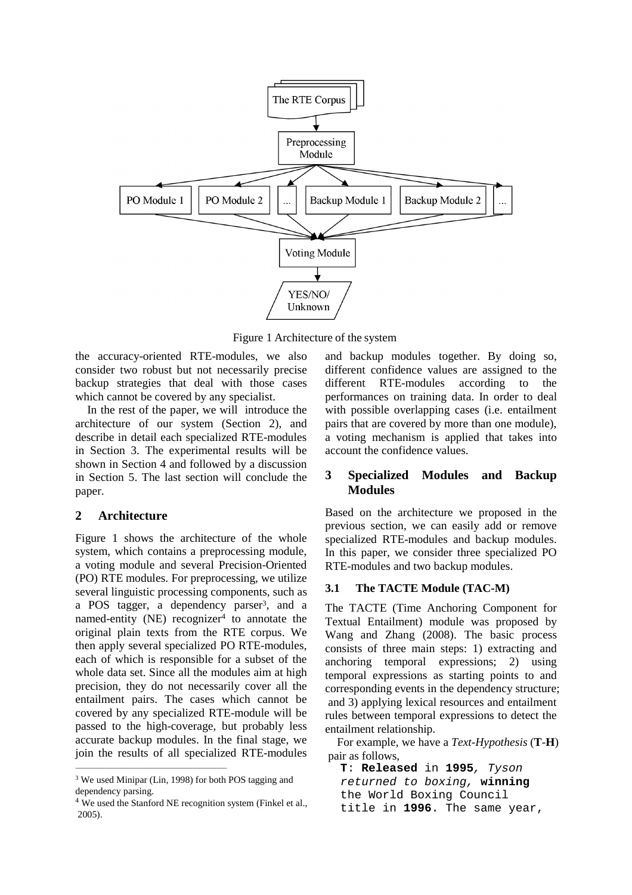Figure 1 Architecture of the system

the accuracy-oriented RTE-modules, we also consider two robust but not necessarily precise backup strategies that deal with those cases which cannot be covered by any specialist.

In the rest of the paper, we will introduce the architecture of our system (Section 2), and describe in detail each specialized RTE-modules in Section 3. The experimental results will be shown in Section 4 and followed by a discussion in Section 5. The last section will conclude the paper.

## 2 Architecture

Figure 1 shows the architecture of the whole system, which contains a preprocessing module, a voting module and several Precision-Oriented (PO) RTE modules. For preprocessing, we utilize several linguistic processing components, such as a POS tagger, a dependency parser[3], and a named-entity (NE) recognizer[4] to annotate the original plain texts from the RTE corpus. We then apply several specialized PO RTE-modules, each of which is responsible for a subset of the whole data set. Since all the modules aim at high precision, they do not necessarily cover all the entailment pairs. The cases which cannot be covered by any specialized RTE-module will be passed to the high-coverage, but probably less accurate backup modules. In the final stage, we join the results of all specialized RTE-modules and backup modules together. By doing so, different confidence values are assigned to the different RTE-modules according to the performances on training data. In order to deal with possible overlapping cases (i.e. entailment pairs that are covered by more than one module), a voting mechanism is applied that takes into account the confidence values.

## 3 Specialized Modules and Backup Modules

Based on the architecture we proposed in the previous section, we can easily add or remove specialized RTE-modules and backup modules. In this paper, we consider three specialized PO RTE-modules and two backup modules.

### 3.1 The TACTE Module (TAC-M)

The TACTE (Time Anchoring Component for Textual Entailment) module was proposed by Wang and Zhang (2008). The basic process consists of three main steps: 1) extracting and anchoring temporal expressions; 2) using temporal expressions as starting points to and corresponding events in the dependency structure; and 3) applying lexical resources and entailment rules between temporal expressions to detect the entailment relationship.

For example, we have a *Text-Hypothesis* (**T**-**H**) pair as follows,

> **T**: **Released** in **1995**, *Tyson returned to boxing,* **winning** the World Boxing Council title in **1996**. The same year,

---

[3] We used Minipar (Lin, 1998) for both POS tagging and dependency parsing.

[4] We used the Stanford NE recognition system (Finkel et al., 2005).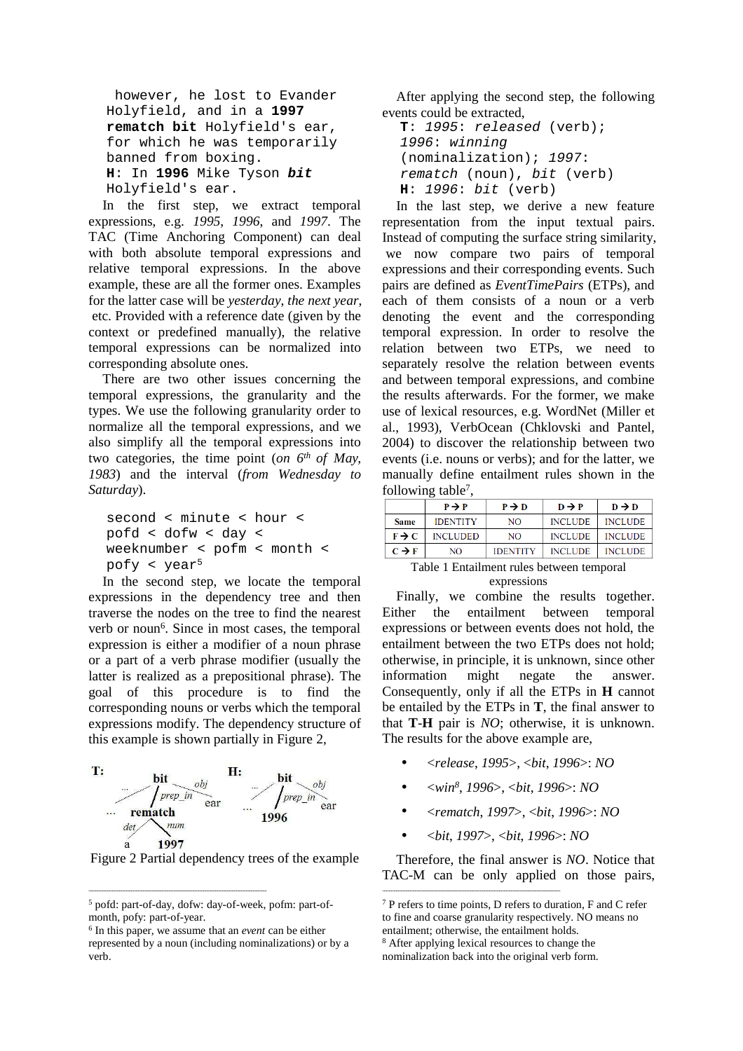```
however, he lost to Evander
Holyfield, and in a 1997
rematch bit Holyfield's ear,
for which he was temporarily
banned from boxing.
H: In 1996 Mike Tyson bit
Holyfield's ear.
```

In the first step, we extract temporal expressions, e.g. *1995*, *1996*, and *1997*. The TAC (Time Anchoring Component) can deal with both absolute temporal expressions and relative temporal expressions. In the above example, these are all the former ones. Examples for the latter case will be *yesterday*, *the next year*, etc. Provided with a reference date (given by the context or predefined manually), the relative temporal expressions can be normalized into corresponding absolute ones.

There are two other issues concerning the temporal expressions, the granularity and the types. We use the following granularity order to normalize all the temporal expressions, and we also simplify all the temporal expressions into two categories, the time point (*on 6th of May, 1983*) and the interval (*from Wednesday to Saturday*).

```
second < minute < hour <
pofd < dofw < day <
weeknumber < pofm < month <
pofy < year
```
[5]

In the second step, we locate the temporal expressions in the dependency tree and then traverse the nodes on the tree to find the nearest verb or noun[6]. Since in most cases, the temporal expression is either a modifier of a noun phrase or a part of a verb phrase modifier (usually the latter is realized as a prepositional phrase). The goal of this procedure is to find the corresponding nouns or verbs which the temporal expressions modify. The dependency structure of this example is shown partially in Figure 2,

Figure 2 Partial dependency trees of the example

After applying the second step, the following events could be extracted,

```
T: 1995: released (verb);
1996: winning
(nominalization); 1997:
rematch (noun), bit (verb)
H: 1996: bit (verb)
```

In the last step, we derive a new feature representation from the input textual pairs. Instead of computing the surface string similarity, we now compare two pairs of temporal expressions and their corresponding events. Such pairs are defined as *EventTimePairs* (ETPs), and each of them consists of a noun or a verb denoting the event and the corresponding temporal expression. In order to resolve the relation between two ETPs, we need to separately resolve the relation between events and between temporal expressions, and combine the results afterwards. For the former, we make use of lexical resources, e.g. WordNet (Miller et al., 1993), VerbOcean (Chklovski and Pantel, 2004) to discover the relationship between two events (i.e. nouns or verbs); and for the latter, we manually define entailment rules shown in the following table[7],

| | P → P | P → D | D → P | D → D |
|---|---|---|---|---|
| **Same** | IDENTITY | NO | INCLUDE | INCLUDE |
| **F → C** | INCLUDED | NO | INCLUDE | INCLUDE |
| **C → F** | NO | IDENTITY | INCLUDE | INCLUDE |

Table 1 Entailment rules between temporal expressions

Finally, we combine the results together. Either the entailment between temporal expressions or between events does not hold, the entailment between the two ETPs does not hold; otherwise, in principle, it is unknown, since other information might negate the answer. Consequently, only if all the ETPs in **H** cannot be entailed by the ETPs in **T**, the final answer to that **T**-**H** pair is *NO*; otherwise, it is unknown. The results for the above example are,

- *<release, 1995>, <bit, 1996>: NO*
- *<win[8], 1996>, <bit, 1996>: NO*
- *<rematch, 1997>, <bit, 1996>: NO*
- *<bit, 1997>, <bit, 1996>: NO*

Therefore, the final answer is *NO*. Notice that TAC-M can be only applied on those pairs,

---

[5] pofd: part-of-day, dofw: day-of-week, pofm: part-of-month, pofy: part-of-year.

[6] In this paper, we assume that an *event* can be either represented by a noun (including nominalizations) or by a verb.

[7] P refers to time points, D refers to duration, F and C refer to fine and coarse granularity respectively. NO means no entailment; otherwise, the entailment holds.

[8] After applying lexical resources to change the nominalization back into the original verb form.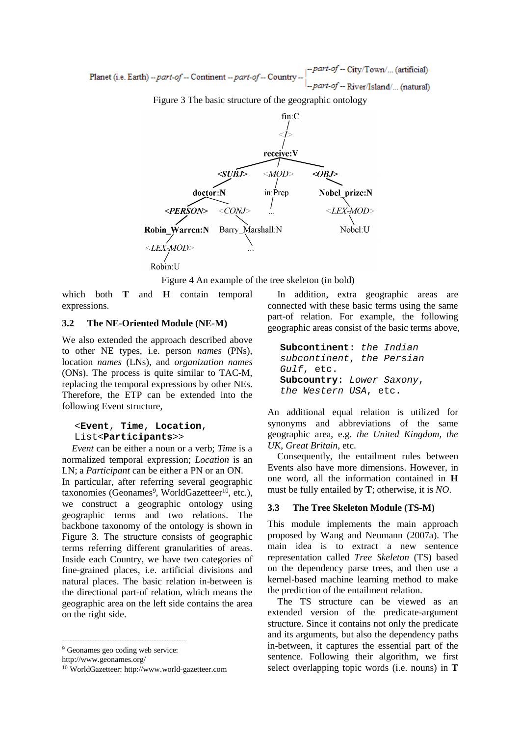Planet (i.e. Earth) -- *part-of* -- Continent -- *part-of* -- Country -- *part-of* -- City/Town/... (artificial) / -- *part-of* -- River/Island/... (natural)

Figure 3 The basic structure of the geographic ontology

Figure 4 An example of the tree skeleton (in bold)

which both **T** and **H** contain temporal expressions.

### 3.2 The NE-Oriented Module (NE-M)

We also extended the approach described above to other NE types, i.e. person *names* (PNs), location *names* (LNs), and *organization names* (ONs). The process is quite similar to TAC-M, replacing the temporal expressions by other NEs. Therefore, the ETP can be extended into the following Event structure,

```
<Event, Time, Location, List<Participants>>
```

*Event* can be either a noun or a verb; *Time* is a normalized temporal expression; *Location* is an LN; a *Participant* can be either a PN or an ON.

In particular, after referring several geographic taxonomies (Geonames[9], WorldGazetteer[10], etc.), we construct a geographic ontology using geographic terms and two relations. The backbone taxonomy of the ontology is shown in Figure 3. The structure consists of geographic terms referring different granularities of areas. Inside each Country, we have two categories of fine-grained places, i.e. artificial divisions and natural places. The basic relation in-between is the directional part-of relation, which means the geographic area on the left side contains the area on the right side.

In addition, extra geographic areas are connected with these basic terms using the same part-of relation. For example, the following geographic areas consist of the basic terms above,

```
Subcontinent: the Indian subcontinent, the Persian Gulf, etc.
Subcountry: Lower Saxony, the Western USA, etc.
```

An additional equal relation is utilized for synonyms and abbreviations of the same geographic area, e.g. *the United Kingdom*, *the UK*, *Great Britain*, etc.

Consequently, the entailment rules between Events also have more dimensions. However, in one word, all the information contained in **H** must be fully entailed by **T**; otherwise, it is *NO*.

### 3.3 The Tree Skeleton Module (TS-M)

This module implements the main approach proposed by Wang and Neumann (2007a). The main idea is to extract a new sentence representation called *Tree Skeleton* (TS) based on the dependency parse trees, and then use a kernel-based machine learning method to make the prediction of the entailment relation.

The TS structure can be viewed as an extended version of the predicate-argument structure. Since it contains not only the predicate and its arguments, but also the dependency paths in-between, it captures the essential part of the sentence. Following their algorithm, we first select overlapping topic words (i.e. nouns) in **T**

---

[9] Geonames geo coding web service: http://www.geonames.org/

[10] WorldGazetteer: http://www.world-gazetteer.com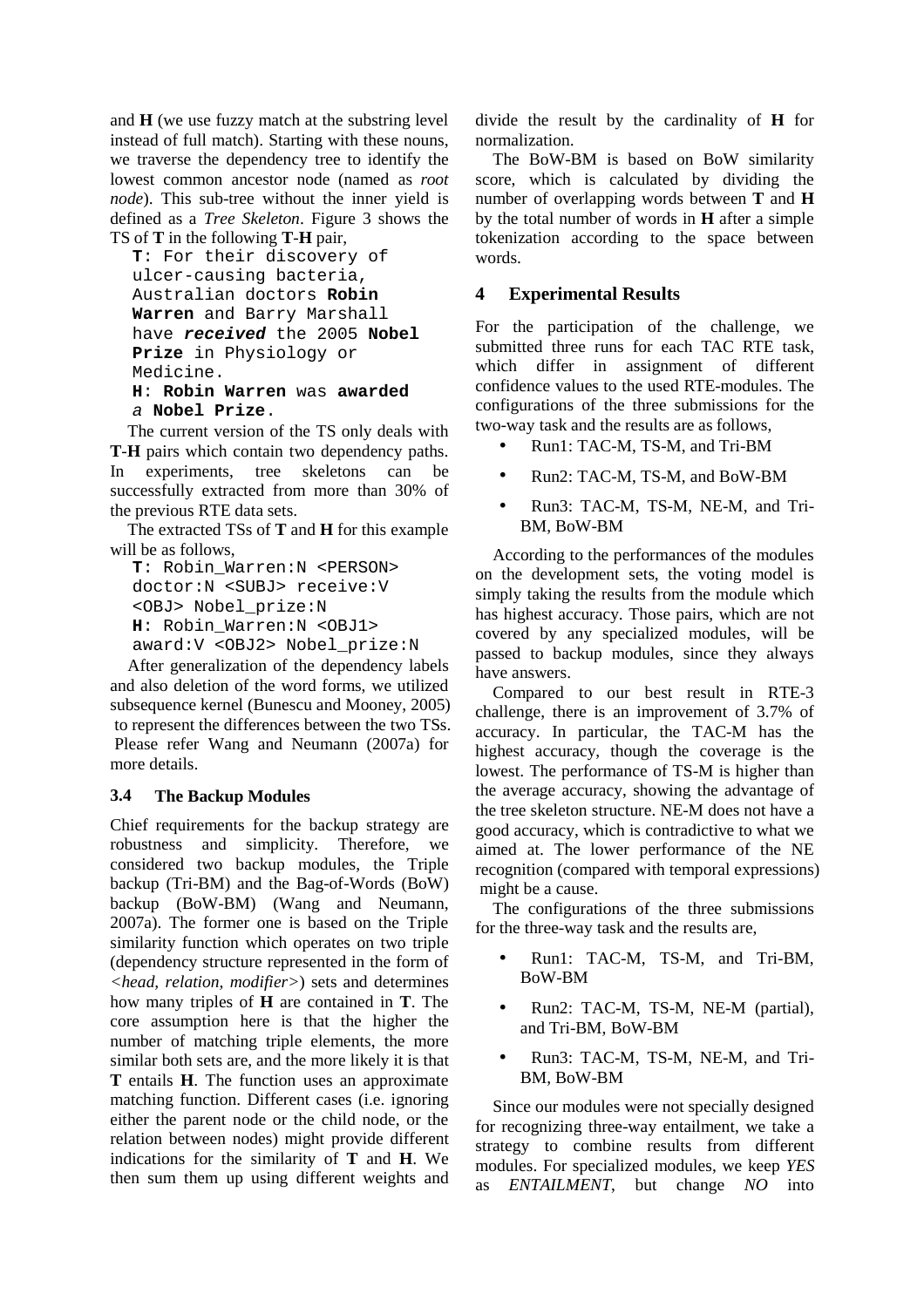and **H** (we use fuzzy match at the substring level instead of full match). Starting with these nouns, we traverse the dependency tree to identify the lowest common ancestor node (named as *root node*). This sub-tree without the inner yield is defined as a *Tree Skeleton*. Figure 3 shows the TS of **T** in the following **T**-**H** pair,

> **T**: For their discovery of ulcer-causing bacteria, Australian doctors **Robin Warren** and Barry Marshall have ***received*** the 2005 **Nobel Prize** in Physiology or Medicine.
>
> **H**: **Robin Warren** was **awarded** *a* **Nobel Prize**.

The current version of the TS only deals with **T**-**H** pairs which contain two dependency paths. In experiments, tree skeletons can be successfully extracted from more than 30% of the previous RTE data sets.

The extracted TSs of **T** and **H** for this example will be as follows,

```
T: Robin_Warren:N <PERSON>
doctor:N <SUBJ> receive:V
<OBJ> Nobel_prize:N
H: Robin_Warren:N <OBJ1>
award:V <OBJ2> Nobel_prize:N
```

After generalization of the dependency labels and also deletion of the word forms, we utilized subsequence kernel (Bunescu and Mooney, 2005) to represent the differences between the two TSs. Please refer Wang and Neumann (2007a) for more details.

### 3.4 The Backup Modules

Chief requirements for the backup strategy are robustness and simplicity. Therefore, we considered two backup modules, the Triple backup (Tri-BM) and the Bag-of-Words (BoW) backup (BoW-BM) (Wang and Neumann, 2007a). The former one is based on the Triple similarity function which operates on two triple (dependency structure represented in the form of *<head, relation, modifier>*) sets and determines how many triples of **H** are contained in **T**. The core assumption here is that the higher the number of matching triple elements, the more similar both sets are, and the more likely it is that **T** entails **H**. The function uses an approximate matching function. Different cases (i.e. ignoring either the parent node or the child node, or the relation between nodes) might provide different indications for the similarity of **T** and **H**. We then sum them up using different weights and divide the result by the cardinality of **H** for normalization.

The BoW-BM is based on BoW similarity score, which is calculated by dividing the number of overlapping words between **T** and **H** by the total number of words in **H** after a simple tokenization according to the space between words.

## 4 Experimental Results

For the participation of the challenge, we submitted three runs for each TAC RTE task, which differ in assignment of different confidence values to the used RTE-modules. The configurations of the three submissions for the two-way task and the results are as follows,

- Run1: TAC-M, TS-M, and Tri-BM
- Run2: TAC-M, TS-M, and BoW-BM
- Run3: TAC-M, TS-M, NE-M, and Tri-BM, BoW-BM

According to the performances of the modules on the development sets, the voting model is simply taking the results from the module which has highest accuracy. Those pairs, which are not covered by any specialized modules, will be passed to backup modules, since they always have answers.

Compared to our best result in RTE-3 challenge, there is an improvement of 3.7% of accuracy. In particular, the TAC-M has the highest accuracy, though the coverage is the lowest. The performance of TS-M is higher than the average accuracy, showing the advantage of the tree skeleton structure. NE-M does not have a good accuracy, which is contradictive to what we aimed at. The lower performance of the NE recognition (compared with temporal expressions) might be a cause.

The configurations of the three submissions for the three-way task and the results are,

- Run1: TAC-M, TS-M, and Tri-BM, BoW-BM
- Run2: TAC-M, TS-M, NE-M (partial), and Tri-BM, BoW-BM
- Run3: TAC-M, TS-M, NE-M, and Tri-BM, BoW-BM

Since our modules were not specially designed for recognizing three-way entailment, we take a strategy to combine results from different modules. For specialized modules, we keep *YES* as *ENTAILMENT*, but change *NO* into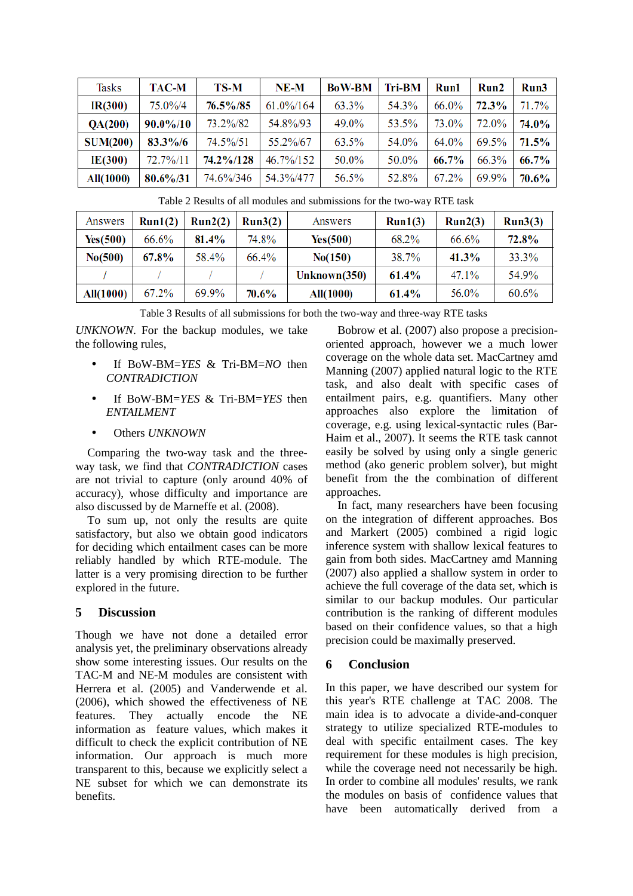| Tasks | TAC-M | TS-M | NE-M | BoW-BM | Tri-BM | Run1 | Run2 | Run3 |
|---|---|---|---|---|---|---|---|---|
| **IR(300)** | 75.0%/4 | **76.5%/85** | 61.0%/164 | 63.3% | 54.3% | 66.0% | **72.3%** | 71.7% |
| **QA(200)** | **90.0%/10** | 73.2%/82 | 54.8%/93 | 49.0% | 53.5% | 73.0% | 72.0% | **74.0%** |
| **SUM(200)** | **83.3%/6** | 74.5%/51 | 55.2%/67 | 63.5% | 54.0% | 64.0% | 69.5% | **71.5%** |
| **IE(300)** | 72.7%/11 | **74.2%/128** | 46.7%/152 | 50.0% | 50.0% | **66.7%** | 66.3% | **66.7%** |
| **All(1000)** | **80.6%/31** | 74.6%/346 | 54.3%/477 | 56.5% | 52.8% | 67.2% | 69.9% | **70.6%** |

Table 2 Results of all modules and submissions for the two-way RTE task

| Answers | Run1(2) | Run2(2) | Run3(2) | Answers | Run1(3) | Run2(3) | Run3(3) |
|---|---|---|---|---|---|---|---|
| **Yes(500)** | 66.6% | **81.4%** | 74.8% | **Yes(500)** | 68.2% | 66.6% | **72.8%** |
| **No(500)** | **67.8%** | 58.4% | 66.4% | **No(150)** | 38.7% | **41.3%** | 33.3% |
| / | / | / | / | **Unknown(350)** | **61.4%** | 47.1% | 54.9% |
| **All(1000)** | 67.2% | 69.9% | **70.6%** | **All(1000)** | **61.4%** | 56.0% | 60.6% |

Table 3 Results of all submissions for both the two-way and three-way RTE tasks

*UNKNOWN*. For the backup modules, we take the following rules,

- If BoW-BM=*YES* & Tri-BM=*NO* then *CONTRADICTION*
- If BoW-BM=*YES* & Tri-BM=*YES* then *ENTAILMENT*
- Others *UNKNOWN*

Comparing the two-way task and the three-way task, we find that *CONTRADICTION* cases are not trivial to capture (only around 40% of accuracy), whose difficulty and importance are also discussed by de Marneffe et al. (2008).

To sum up, not only the results are quite satisfactory, but also we obtain good indicators for deciding which entailment cases can be more reliably handled by which RTE-module. The latter is a very promising direction to be further explored in the future.

## 5 Discussion

Though we have not done a detailed error analysis yet, the preliminary observations already show some interesting issues. Our results on the TAC-M and NE-M modules are consistent with Herrera et al. (2005) and Vanderwende et al. (2006), which showed the effectiveness of NE features. They actually encode the NE information as feature values, which makes it difficult to check the explicit contribution of NE information. Our approach is much more transparent to this, because we explicitly select a NE subset for which we can demonstrate its benefits.

Bobrow et al. (2007) also propose a precision-oriented approach, however we a much lower coverage on the whole data set. MacCartney amd Manning (2007) applied natural logic to the RTE task, and also dealt with specific cases of entailment pairs, e.g. quantifiers. Many other approaches also explore the limitation of coverage, e.g. using lexical-syntactic rules (Bar-Haim et al., 2007). It seems the RTE task cannot easily be solved by using only a single generic method (ako generic problem solver), but might benefit from the the combination of different approaches.

In fact, many researchers have been focusing on the integration of different approaches. Bos and Markert (2005) combined a rigid logic inference system with shallow lexical features to gain from both sides. MacCartney amd Manning (2007) also applied a shallow system in order to achieve the full coverage of the data set, which is similar to our backup modules. Our particular contribution is the ranking of different modules based on their confidence values, so that a high precision could be maximally preserved.

## 6 Conclusion

In this paper, we have described our system for this year's RTE challenge at TAC 2008. The main idea is to advocate a divide-and-conquer strategy to utilize specialized RTE-modules to deal with specific entailment cases. The key requirement for these modules is high precision, while the coverage need not necessarily be high. In order to combine all modules' results, we rank the modules on basis of confidence values that have been automatically derived from a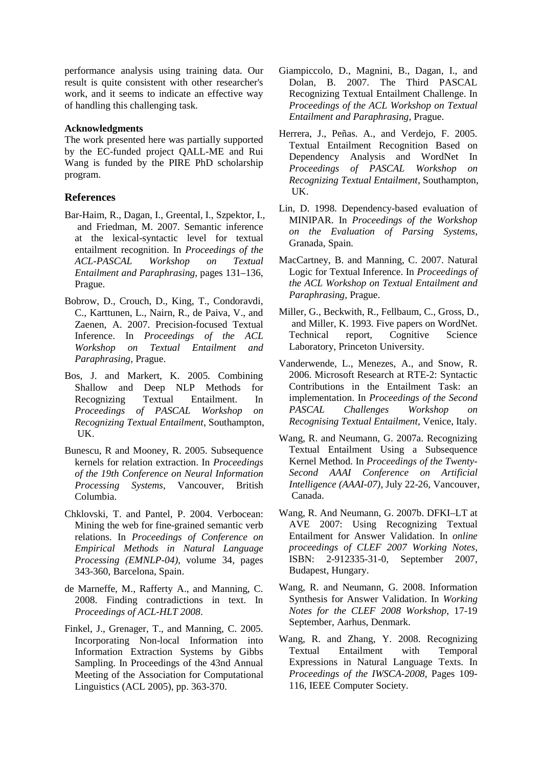performance analysis using training data. Our result is quite consistent with other researcher's work, and it seems to indicate an effective way of handling this challenging task.

**Acknowledgments**

The work presented here was partially supported by the EC-funded project QALL-ME and Rui Wang is funded by the PIRE PhD scholarship program.

## References

Bar-Haim, R., Dagan, I., Greental, I., Szpektor, I., and Friedman, M. 2007. Semantic inference at the lexical-syntactic level for textual entailment recognition. In *Proceedings of the ACL-PASCAL Workshop on Textual Entailment and Paraphrasing*, pages 131–136, Prague.

Bobrow, D., Crouch, D., King, T., Condoravdi, C., Karttunen, L., Nairn, R., de Paiva, V., and Zaenen, A. 2007. Precision-focused Textual Inference. In *Proceedings of the ACL Workshop on Textual Entailment and Paraphrasing*, Prague.

Bos, J. and Markert, K. 2005. Combining Shallow and Deep NLP Methods for Recognizing Textual Entailment. In *Proceedings of PASCAL Workshop on Recognizing Textual Entailment*, Southampton, UK.

Bunescu, R and Mooney, R. 2005. Subsequence kernels for relation extraction. In *Proceedings of the 19th Conference on Neural Information Processing Systems*, Vancouver, British Columbia.

Chklovski, T. and Pantel, P. 2004. Verbocean: Mining the web for fine-grained semantic verb relations. In *Proceedings of Conference on Empirical Methods in Natural Language Processing (EMNLP-04)*, volume 34, pages 343-360, Barcelona, Spain.

de Marneffe, M., Rafferty A., and Manning, C. 2008. Finding contradictions in text. In *Proceedings of ACL-HLT 2008*.

Finkel, J., Grenager, T., and Manning, C. 2005. Incorporating Non-local Information into Information Extraction Systems by Gibbs Sampling. In Proceedings of the 43nd Annual Meeting of the Association for Computational Linguistics (ACL 2005), pp. 363-370.

Giampiccolo, D., Magnini, B., Dagan, I., and Dolan, B. 2007. The Third PASCAL Recognizing Textual Entailment Challenge. In *Proceedings of the ACL Workshop on Textual Entailment and Paraphrasing*, Prague.

Herrera, J., Peñas. A., and Verdejo, F. 2005. Textual Entailment Recognition Based on Dependency Analysis and WordNet In *Proceedings of PASCAL Workshop on Recognizing Textual Entailment*, Southampton, UK.

Lin, D. 1998. Dependency-based evaluation of MINIPAR. In *Proceedings of the Workshop on the Evaluation of Parsing Systems*, Granada, Spain.

MacCartney, B. and Manning, C. 2007. Natural Logic for Textual Inference. In *Proceedings of the ACL Workshop on Textual Entailment and Paraphrasing*, Prague.

Miller, G., Beckwith, R., Fellbaum, C., Gross, D., and Miller, K. 1993. Five papers on WordNet. Technical report, Cognitive Science Laboratory, Princeton University.

Vanderwende, L., Menezes, A., and Snow, R. 2006. Microsoft Research at RTE-2: Syntactic Contributions in the Entailment Task: an implementation. In *Proceedings of the Second PASCAL Challenges Workshop on Recognising Textual Entailment*, Venice, Italy.

Wang, R. and Neumann, G. 2007a. Recognizing Textual Entailment Using a Subsequence Kernel Method. In *Proceedings of the Twenty-Second AAAI Conference on Artificial Intelligence (AAAI-07)*, July 22-26, Vancouver, Canada.

Wang, R. And Neumann, G. 2007b. DFKI–LT at AVE 2007: Using Recognizing Textual Entailment for Answer Validation. In *online proceedings of CLEF 2007 Working Notes*, ISBN: 2-912335-31-0, September 2007, Budapest, Hungary.

Wang, R. and Neumann, G. 2008. Information Synthesis for Answer Validation. In *Working Notes for the CLEF 2008 Workshop*, 17-19 September, Aarhus, Denmark.

Wang, R. and Zhang, Y. 2008. Recognizing Textual Entailment with Temporal Expressions in Natural Language Texts. In *Proceedings of the IWSCA-2008*, Pages 109-116, IEEE Computer Society.